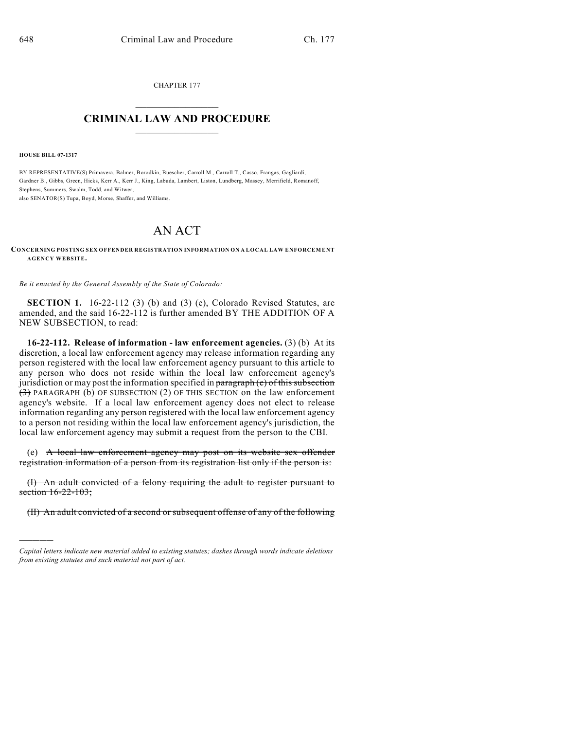CHAPTER 177

# CRIMINAL LAW AND PROCEDURE

**HOUSE BILL 07-1317**

BY REPRESENTATIVE(S) Primavera, Balmer, Borodkin, Buescher, Carroll M., Carroll T., Casso, Frangas, Gagliardi, Gardner B., Gibbs, Green, Hicks, Kerr A., Kerr J., King, Labuda, Lambert, Liston, Lundberg, Massey, Merrifield, Romanoff, Stephens, Summers, Swalm, Todd, and Witwer;
also SENATOR(S) Tupa, Boyd, Morse, Shaffer, and Williams.

# AN ACT

**CONCERNING POSTING SEX OFFENDER REGISTRATION INFORMATION ON A LOCAL LAW ENFORCEMENT AGENCY WEBSITE.**

*Be it enacted by the General Assembly of the State of Colorado:*

**SECTION 1.** 16-22-112 (3) (b) and (3) (e), Colorado Revised Statutes, are amended, and the said 16-22-112 is further amended BY THE ADDITION OF A NEW SUBSECTION, to read:

**16-22-112. Release of information - law enforcement agencies.** (3) (b) At its discretion, a local law enforcement agency may release information regarding any person registered with the local law enforcement agency pursuant to this article to any person who does not reside within the local law enforcement agency's jurisdiction or may post the information specified in ~~paragraph (e) of this subsection (3)~~ PARAGRAPH (b) OF SUBSECTION (2) OF THIS SECTION on the law enforcement agency's website. If a local law enforcement agency does not elect to release information regarding any person registered with the local law enforcement agency to a person not residing within the local law enforcement agency's jurisdiction, the local law enforcement agency may submit a request from the person to the CBI.

(e) ~~A local law enforcement agency may post on its website sex offender registration information of a person from its registration list only if the person is:~~

~~(I) An adult convicted of a felony requiring the adult to register pursuant to section 16-22-103;~~

~~(II) An adult convicted of a second or subsequent offense of any of the following~~

---

*Capital letters indicate new material added to existing statutes; dashes through words indicate deletions from existing statutes and such material not part of act.*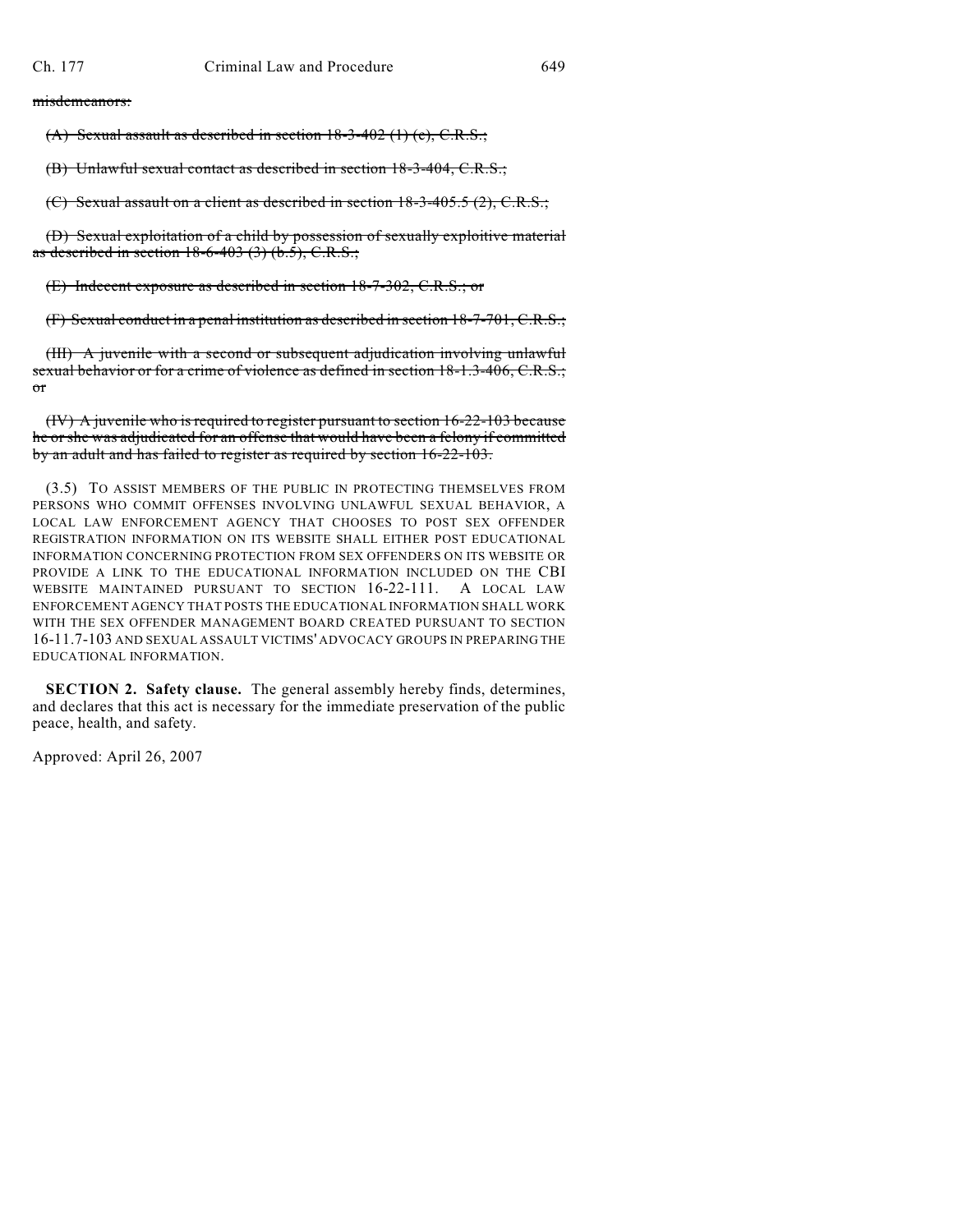~~misdemeanors:~~

~~(A) Sexual assault as described in section 18-3-402 (1) (e), C.R.S.;~~

~~(B) Unlawful sexual contact as described in section 18-3-404, C.R.S.;~~

~~(C) Sexual assault on a client as described in section 18-3-405.5 (2), C.R.S.;~~

~~(D) Sexual exploitation of a child by possession of sexually exploitive material as described in section 18-6-403 (3) (b.5), C.R.S.;~~

~~(E) Indecent exposure as described in section 18-7-302, C.R.S.; or~~

~~(F) Sexual conduct in a penal institution as described in section 18-7-701, C.R.S.;~~

~~(III) A juvenile with a second or subsequent adjudication involving unlawful sexual behavior or for a crime of violence as defined in section 18-1.3-406, C.R.S.; or~~

~~(IV) A juvenile who is required to register pursuant to section 16-22-103 because he or she was adjudicated for an offense that would have been a felony if committed by an adult and has failed to register as required by section 16-22-103.~~

(3.5) TO ASSIST MEMBERS OF THE PUBLIC IN PROTECTING THEMSELVES FROM PERSONS WHO COMMIT OFFENSES INVOLVING UNLAWFUL SEXUAL BEHAVIOR, A LOCAL LAW ENFORCEMENT AGENCY THAT CHOOSES TO POST SEX OFFENDER REGISTRATION INFORMATION ON ITS WEBSITE SHALL EITHER POST EDUCATIONAL INFORMATION CONCERNING PROTECTION FROM SEX OFFENDERS ON ITS WEBSITE OR PROVIDE A LINK TO THE EDUCATIONAL INFORMATION INCLUDED ON THE CBI WEBSITE MAINTAINED PURSUANT TO SECTION 16-22-111. A LOCAL LAW ENFORCEMENT AGENCY THAT POSTS THE EDUCATIONAL INFORMATION SHALL WORK WITH THE SEX OFFENDER MANAGEMENT BOARD CREATED PURSUANT TO SECTION 16-11.7-103 AND SEXUAL ASSAULT VICTIMS' ADVOCACY GROUPS IN PREPARING THE EDUCATIONAL INFORMATION.

**SECTION 2. Safety clause.** The general assembly hereby finds, determines, and declares that this act is necessary for the immediate preservation of the public peace, health, and safety.

Approved: April 26, 2007